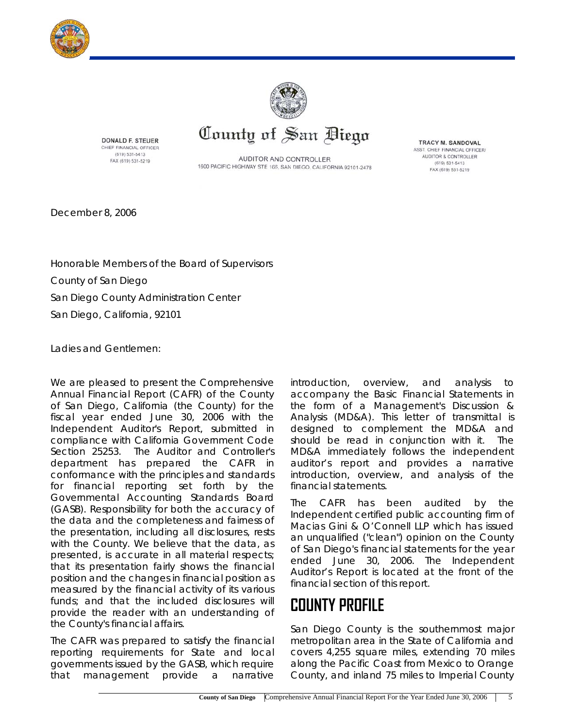# County of San Diego

DONALD F. STEUER
CHIEF FINANCIAL OFFICER
(619) 531-5413
FAX (619) 531-5219

AUDITOR AND CONTROLLER
1600 PACIFIC HIGHWAY STE 166, SAN DIEGO, CALIFORNIA 92101-2478

TRACY M. SANDOVAL
ASST. CHIEF FINANCIAL OFFICER/
AUDITOR & CONTROLLER
(619) 531-5413
FAX (619) 531-5219

December 8, 2006

Honorable Members of the Board of Supervisors
County of San Diego
San Diego County Administration Center
San Diego, California, 92101

Ladies and Gentlemen:

We are pleased to present the Comprehensive Annual Financial Report (CAFR) of the County of San Diego, California (the County) for the fiscal year ended June 30, 2006 with the Independent Auditor's Report, submitted in compliance with California Government Code Section 25253. The Auditor and Controller's department has prepared the CAFR in conformance with the principles and standards for financial reporting set forth by the Governmental Accounting Standards Board (GASB). Responsibility for both the accuracy of the data and the completeness and fairness of the presentation, including all disclosures, rests with the County. We believe that the data, as presented, is accurate in all material respects; that its presentation fairly shows the financial position and the changes in financial position as measured by the financial activity of its various funds; and that the included disclosures will provide the reader with an understanding of the County's financial affairs.

The CAFR was prepared to satisfy the financial reporting requirements for State and local governments issued by the GASB, which require that management provide a narrative introduction, overview, and analysis to accompany the Basic Financial Statements in the form of a Management's Discussion & Analysis (MD&A). This letter of transmittal is designed to complement the MD&A and should be read in conjunction with it. The MD&A immediately follows the independent auditor's report and provides a narrative introduction, overview, and analysis of the financial statements.

The CAFR has been audited by the Independent certified public accounting firm of Macias Gini & O'Connell LLP which has issued an unqualified ("clean") opinion on the County of San Diego's financial statements for the year ended June 30, 2006. The Independent Auditor's Report is located at the front of the financial section of this report.

## COUNTY PROFILE

San Diego County is the southernmost major metropolitan area in the State of California and covers 4,255 square miles, extending 70 miles along the Pacific Coast from Mexico to Orange County, and inland 75 miles to Imperial County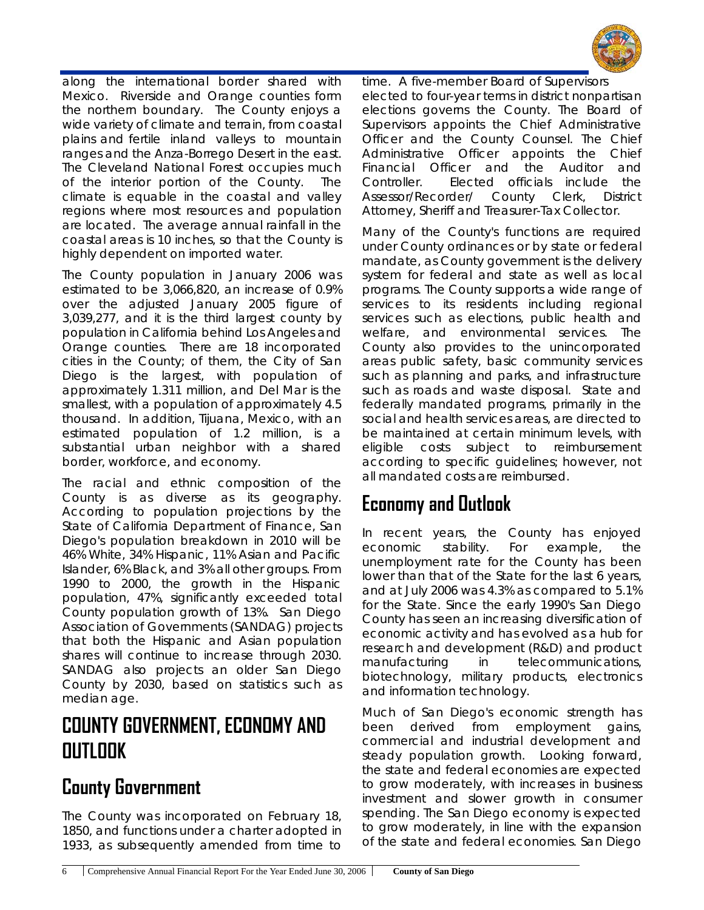along the international border shared with Mexico. Riverside and Orange counties form the northern boundary. The County enjoys a wide variety of climate and terrain, from coastal plains and fertile inland valleys to mountain ranges and the Anza-Borrego Desert in the east. The Cleveland National Forest occupies much of the interior portion of the County. The climate is equable in the coastal and valley regions where most resources and population are located. The average annual rainfall in the coastal areas is 10 inches, so that the County is highly dependent on imported water.

The County population in January 2006 was estimated to be 3,066,820, an increase of 0.9% over the adjusted January 2005 figure of 3,039,277, and it is the third largest county by population in California behind Los Angeles and Orange counties. There are 18 incorporated cities in the County; of them, the City of San Diego is the largest, with population of approximately 1.311 million, and Del Mar is the smallest, with a population of approximately 4.5 thousand. In addition, Tijuana, Mexico, with an estimated population of 1.2 million, is a substantial urban neighbor with a shared border, workforce, and economy.

The racial and ethnic composition of the County is as diverse as its geography. According to population projections by the State of California Department of Finance, San Diego's population breakdown in 2010 will be 46% White, 34% Hispanic, 11% Asian and Pacific Islander, 6% Black, and 3% all other groups. From 1990 to 2000, the growth in the Hispanic population, 47%, significantly exceeded total County population growth of 13%. San Diego Association of Governments (SANDAG) projects that both the Hispanic and Asian population shares will continue to increase through 2030. SANDAG also projects an older San Diego County by 2030, based on statistics such as median age.

# COUNTY GOVERNMENT, ECONOMY AND OUTLOOK

## County Government

The County was incorporated on February 18, 1850, and functions under a charter adopted in 1933, as subsequently amended from time to time. A five-member Board of Supervisors elected to four-year terms in district nonpartisan elections governs the County. The Board of Supervisors appoints the Chief Administrative Officer and the County Counsel. The Chief Administrative Officer appoints the Chief Financial Officer and the Auditor and Controller. Elected officials include the Assessor/Recorder/ County Clerk, District Attorney, Sheriff and Treasurer-Tax Collector.

Many of the County's functions are required under County ordinances or by state or federal mandate, as County government is the delivery system for federal and state as well as local programs. The County supports a wide range of services to its residents including regional services such as elections, public health and welfare, and environmental services. The County also provides to the unincorporated areas public safety, basic community services such as planning and parks, and infrastructure such as roads and waste disposal. State and federally mandated programs, primarily in the social and health services areas, are directed to be maintained at certain minimum levels, with eligible costs subject to reimbursement according to specific guidelines; however, not all mandated costs are reimbursed.

## Economy and Outlook

In recent years, the County has enjoyed economic stability. For example, the unemployment rate for the County has been lower than that of the State for the last 6 years, and at July 2006 was 4.3% as compared to 5.1% for the State. Since the early 1990's San Diego County has seen an increasing diversification of economic activity and has evolved as a hub for research and development (R&D) and product manufacturing in telecommunications, biotechnology, military products, electronics and information technology.

Much of San Diego's economic strength has been derived from employment gains, commercial and industrial development and steady population growth. Looking forward, the state and federal economies are expected to grow moderately, with increases in business investment and slower growth in consumer spending. The San Diego economy is expected to grow moderately, in line with the expansion of the state and federal economies. San Diego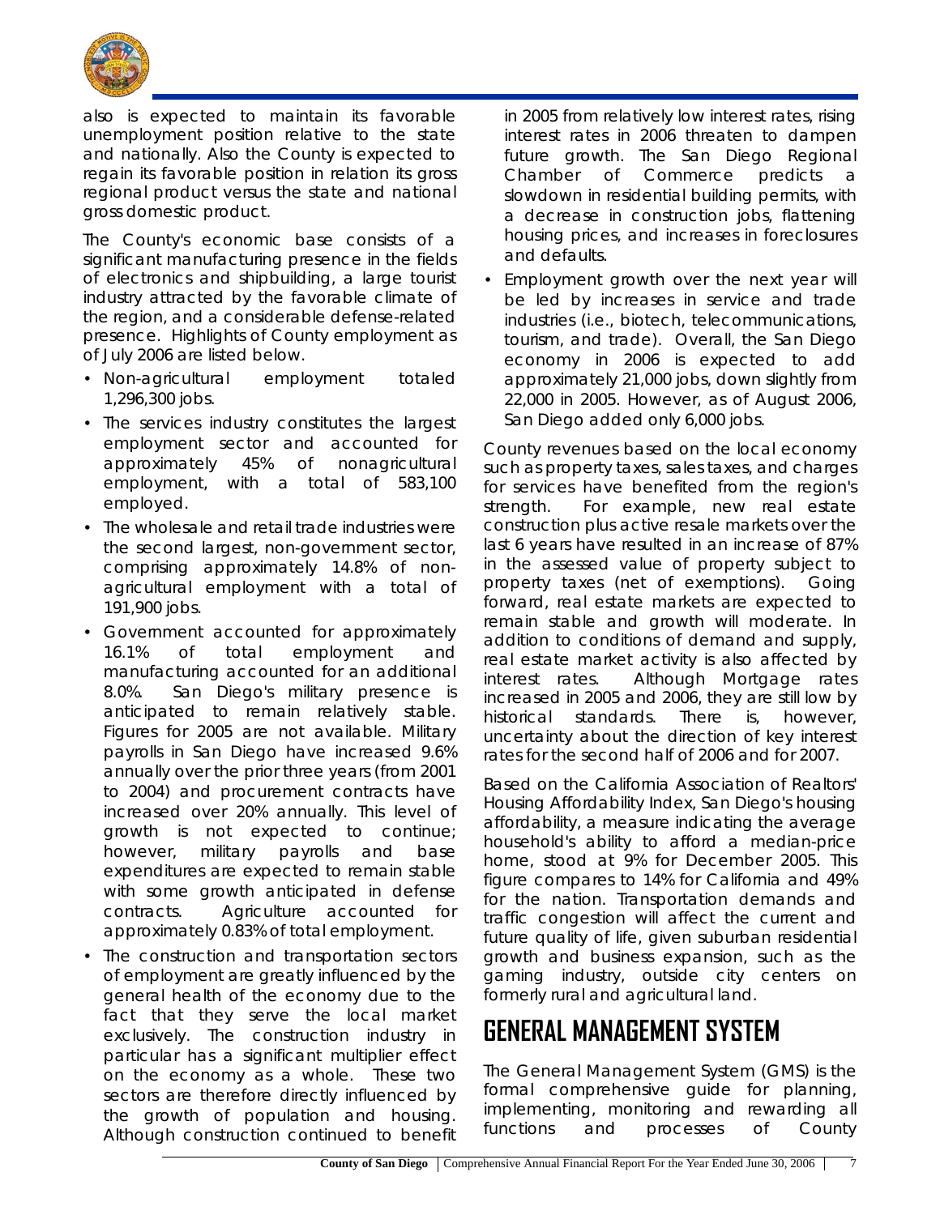also is expected to maintain its favorable unemployment position relative to the state and nationally. Also the County is expected to regain its favorable position in relation its gross regional product versus the state and national gross domestic product.

The County's economic base consists of a significant manufacturing presence in the fields of electronics and shipbuilding, a large tourist industry attracted by the favorable climate of the region, and a considerable defense-related presence. Highlights of County employment as of July 2006 are listed below.

- Non-agricultural employment totaled 1,296,300 jobs.
- The services industry constitutes the largest employment sector and accounted for approximately 45% of nonagricultural employment, with a total of 583,100 employed.
- The wholesale and retail trade industries were the second largest, non-government sector, comprising approximately 14.8% of non-agricultural employment with a total of 191,900 jobs.
- Government accounted for approximately 16.1% of total employment and manufacturing accounted for an additional 8.0%. San Diego's military presence is anticipated to remain relatively stable. Figures for 2005 are not available. Military payrolls in San Diego have increased 9.6% annually over the prior three years (from 2001 to 2004) and procurement contracts have increased over 20% annually. This level of growth is not expected to continue; however, military payrolls and base expenditures are expected to remain stable with some growth anticipated in defense contracts. Agriculture accounted for approximately 0.83% of total employment.
- The construction and transportation sectors of employment are greatly influenced by the general health of the economy due to the fact that they serve the local market exclusively. The construction industry in particular has a significant multiplier effect on the economy as a whole. These two sectors are therefore directly influenced by the growth of population and housing. Although construction continued to benefit in 2005 from relatively low interest rates, rising interest rates in 2006 threaten to dampen future growth. The San Diego Regional Chamber of Commerce predicts a slowdown in residential building permits, with a decrease in construction jobs, flattening housing prices, and increases in foreclosures and defaults.
- Employment growth over the next year will be led by increases in service and trade industries (i.e., biotech, telecommunications, tourism, and trade). Overall, the San Diego economy in 2006 is expected to add approximately 21,000 jobs, down slightly from 22,000 in 2005. However, as of August 2006, San Diego added only 6,000 jobs.

County revenues based on the local economy such as property taxes, sales taxes, and charges for services have benefited from the region's strength. For example, new real estate construction plus active resale markets over the last 6 years have resulted in an increase of 87% in the assessed value of property subject to property taxes (net of exemptions). Going forward, real estate markets are expected to remain stable and growth will moderate. In addition to conditions of demand and supply, real estate market activity is also affected by interest rates. Although Mortgage rates increased in 2005 and 2006, they are still low by historical standards. There is, however, uncertainty about the direction of key interest rates for the second half of 2006 and for 2007.

Based on the California Association of Realtors' Housing Affordability Index, San Diego's housing affordability, a measure indicating the average household's ability to afford a median-price home, stood at 9% for December 2005. This figure compares to 14% for California and 49% for the nation. Transportation demands and traffic congestion will affect the current and future quality of life, given suburban residential growth and business expansion, such as the gaming industry, outside city centers on formerly rural and agricultural land.

# GENERAL MANAGEMENT SYSTEM

The General Management System (GMS) is the formal comprehensive guide for planning, implementing, monitoring and rewarding all functions and processes of County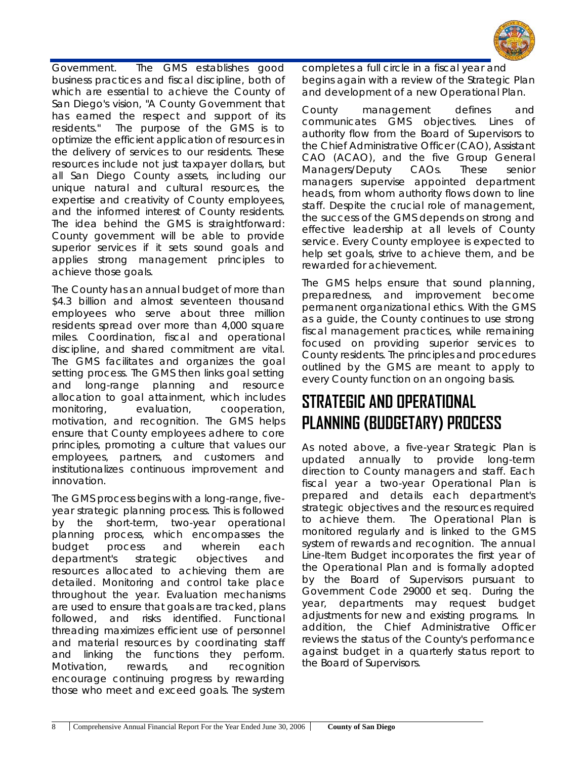Government. The GMS establishes good business practices and fiscal discipline, both of which are essential to achieve the County of San Diego's vision, "A County Government that has earned the respect and support of its residents." The purpose of the GMS is to optimize the efficient application of resources in the delivery of services to our residents. These resources include not just taxpayer dollars, but all San Diego County assets, including our unique natural and cultural resources, the expertise and creativity of County employees, and the informed interest of County residents. The idea behind the GMS is straightforward: County government will be able to provide superior services if it sets sound goals and applies strong management principles to achieve those goals.

The County has an annual budget of more than $4.3 billion and almost seventeen thousand employees who serve about three million residents spread over more than 4,000 square miles. Coordination, fiscal and operational discipline, and shared commitment are vital. The GMS facilitates and organizes the goal setting process. The GMS then links goal setting and long-range planning and resource allocation to goal attainment, which includes monitoring, evaluation, cooperation, motivation, and recognition. The GMS helps ensure that County employees adhere to core principles, promoting a culture that values our employees, partners, and customers and institutionalizes continuous improvement and innovation.

The GMS process begins with a long-range, five-year strategic planning process. This is followed by the short-term, two-year operational planning process, which encompasses the budget process and wherein each department's strategic objectives and resources allocated to achieving them are detailed. Monitoring and control take place throughout the year. Evaluation mechanisms are used to ensure that goals are tracked, plans followed, and risks identified. Functional threading maximizes efficient use of personnel and material resources by coordinating staff and linking the functions they perform. Motivation, rewards, and recognition encourage continuing progress by rewarding those who meet and exceed goals. The system completes a full circle in a fiscal year and begins again with a review of the Strategic Plan and development of a new Operational Plan.

County management defines and communicates GMS objectives. Lines of authority flow from the Board of Supervisors to the Chief Administrative Officer (CAO), Assistant CAO (ACAO), and the five Group General Managers/Deputy CAOs. These senior managers supervise appointed department heads, from whom authority flows down to line staff. Despite the crucial role of management, the success of the GMS depends on strong and effective leadership at all levels of County service. Every County employee is expected to help set goals, strive to achieve them, and be rewarded for achievement.

The GMS helps ensure that sound planning, preparedness, and improvement become permanent organizational ethics. With the GMS as a guide, the County continues to use strong fiscal management practices, while remaining focused on providing superior services to County residents. The principles and procedures outlined by the GMS are meant to apply to every County function on an ongoing basis.

## STRATEGIC AND OPERATIONAL PLANNING (BUDGETARY) PROCESS

As noted above, a five-year Strategic Plan is updated annually to provide long-term direction to County managers and staff. Each fiscal year a two-year Operational Plan is prepared and details each department's strategic objectives and the resources required to achieve them. The Operational Plan is monitored regularly and is linked to the GMS system of rewards and recognition. The annual Line-Item Budget incorporates the first year of the Operational Plan and is formally adopted by the Board of Supervisors pursuant to Government Code 29000 et seq. During the year, departments may request budget adjustments for new and existing programs. In addition, the Chief Administrative Officer reviews the status of the County's performance against budget in a quarterly status report to the Board of Supervisors.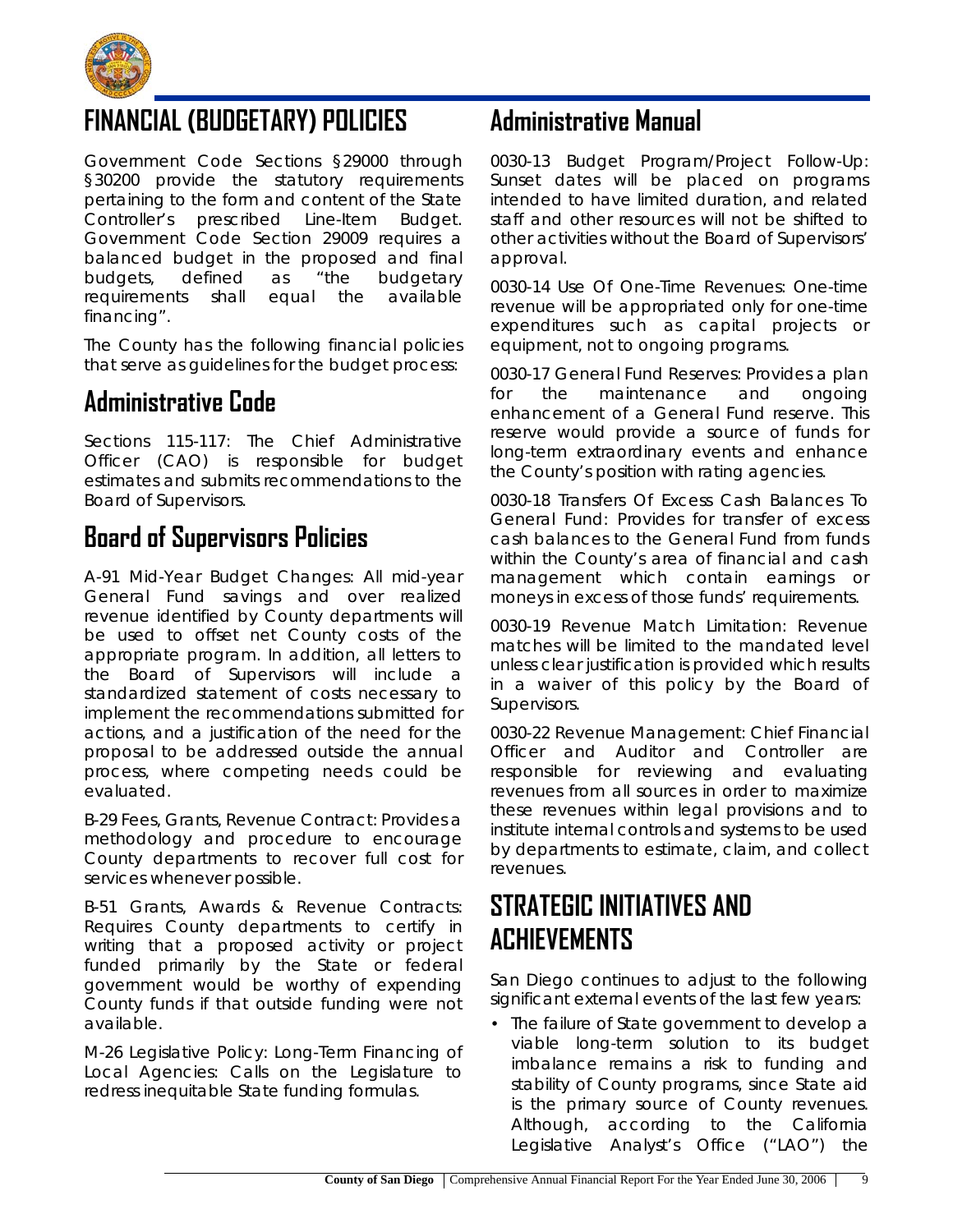# FINANCIAL (BUDGETARY) POLICIES

Government Code Sections §29000 through §30200 provide the statutory requirements pertaining to the form and content of the State Controller's prescribed Line-Item Budget. Government Code Section 29009 requires a balanced budget in the proposed and final budgets, defined as "the budgetary requirements shall equal the available financing".

The County has the following financial policies that serve as guidelines for the budget process:

## Administrative Code

Sections 115-117: The Chief Administrative Officer (CAO) is responsible for budget estimates and submits recommendations to the Board of Supervisors.

## Board of Supervisors Policies

A-91 Mid-Year Budget Changes: All mid-year General Fund savings and over realized revenue identified by County departments will be used to offset net County costs of the appropriate program. In addition, all letters to the Board of Supervisors will include a standardized statement of costs necessary to implement the recommendations submitted for actions, and a justification of the need for the proposal to be addressed outside the annual process, where competing needs could be evaluated.

B-29 Fees, Grants, Revenue Contract: Provides a methodology and procedure to encourage County departments to recover full cost for services whenever possible.

B-51 Grants, Awards & Revenue Contracts: Requires County departments to certify in writing that a proposed activity or project funded primarily by the State or federal government would be worthy of expending County funds if that outside funding were not available.

M-26 Legislative Policy: Long-Term Financing of Local Agencies: Calls on the Legislature to redress inequitable State funding formulas.

## Administrative Manual

0030-13 Budget Program/Project Follow-Up: Sunset dates will be placed on programs intended to have limited duration, and related staff and other resources will not be shifted to other activities without the Board of Supervisors' approval.

0030-14 Use Of One-Time Revenues: One-time revenue will be appropriated only for one-time expenditures such as capital projects or equipment, not to ongoing programs.

0030-17 General Fund Reserves: Provides a plan for the maintenance and ongoing enhancement of a General Fund reserve. This reserve would provide a source of funds for long-term extraordinary events and enhance the County's position with rating agencies.

0030-18 Transfers Of Excess Cash Balances To General Fund: Provides for transfer of excess cash balances to the General Fund from funds within the County's area of financial and cash management which contain earnings or moneys in excess of those funds' requirements.

0030-19 Revenue Match Limitation: Revenue matches will be limited to the mandated level unless clear justification is provided which results in a waiver of this policy by the Board of Supervisors.

0030-22 Revenue Management: Chief Financial Officer and Auditor and Controller are responsible for reviewing and evaluating revenues from all sources in order to maximize these revenues within legal provisions and to institute internal controls and systems to be used by departments to estimate, claim, and collect revenues.

# STRATEGIC INITIATIVES AND ACHIEVEMENTS

San Diego continues to adjust to the following significant external events of the last few years:

- The failure of State government to develop a viable long-term solution to its budget imbalance remains a risk to funding and stability of County programs, since State aid is the primary source of County revenues. Although, according to the California Legislative Analyst's Office ("LAO") the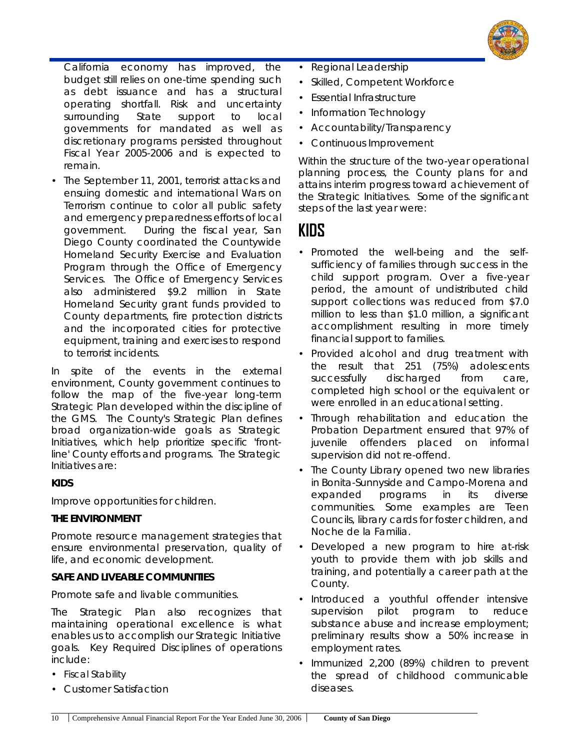California economy has improved, the budget still relies on one-time spending such as debt issuance and has a structural operating shortfall. Risk and uncertainty surrounding State support to local governments for mandated as well as discretionary programs persisted throughout Fiscal Year 2005-2006 and is expected to remain.

- The September 11, 2001, terrorist attacks and ensuing domestic and international Wars on Terrorism continue to color all public safety and emergency preparedness efforts of local government. During the fiscal year, San Diego County coordinated the Countywide Homeland Security Exercise and Evaluation Program through the Office of Emergency Services. The Office of Emergency Services also administered $9.2 million in State Homeland Security grant funds provided to County departments, fire protection districts and the incorporated cities for protective equipment, training and exercises to respond to terrorist incidents.

In spite of the events in the external environment, County government continues to follow the map of the five-year long-term Strategic Plan developed within the discipline of the GMS. The County's Strategic Plan defines broad organization-wide goals as Strategic Initiatives, which help prioritize specific 'front-line' County efforts and programs. The Strategic Initiatives are:

**KIDS**

Improve opportunities for children.

**THE ENVIRONMENT**

Promote resource management strategies that ensure environmental preservation, quality of life, and economic development.

**SAFE AND LIVEABLE COMMUNITIES**

Promote safe and livable communities.

The Strategic Plan also recognizes that maintaining operational excellence is what enables us to accomplish our Strategic Initiative goals. Key Required Disciplines of operations include:

- Fiscal Stability
- Customer Satisfaction
- Regional Leadership
- Skilled, Competent Workforce
- Essential Infrastructure
- Information Technology
- Accountability/Transparency
- Continuous Improvement

Within the structure of the two-year operational planning process, the County plans for and attains interim progress toward achievement of the Strategic Initiatives. Some of the significant steps of the last year were:

## KIDS

- Promoted the well-being and the self-sufficiency of families through success in the child support program. Over a five-year period, the amount of undistributed child support collections was reduced from $7.0 million to less than $1.0 million, a significant accomplishment resulting in more timely financial support to families.
- Provided alcohol and drug treatment with the result that 251 (75%) adolescents successfully discharged from care, completed high school or the equivalent or were enrolled in an educational setting.
- Through rehabilitation and education the Probation Department ensured that 97% of juvenile offenders placed on informal supervision did not re-offend.
- The County Library opened two new libraries in Bonita-Sunnyside and Campo-Morena and expanded programs in its diverse communities. Some examples are Teen Councils, library cards for foster children, and Noche de la Familia.
- Developed a new program to hire at-risk youth to provide them with job skills and training, and potentially a career path at the County.
- Introduced a youthful offender intensive supervision pilot program to reduce substance abuse and increase employment; preliminary results show a 50% increase in employment rates.
- Immunized 2,200 (89%) children to prevent the spread of childhood communicable diseases.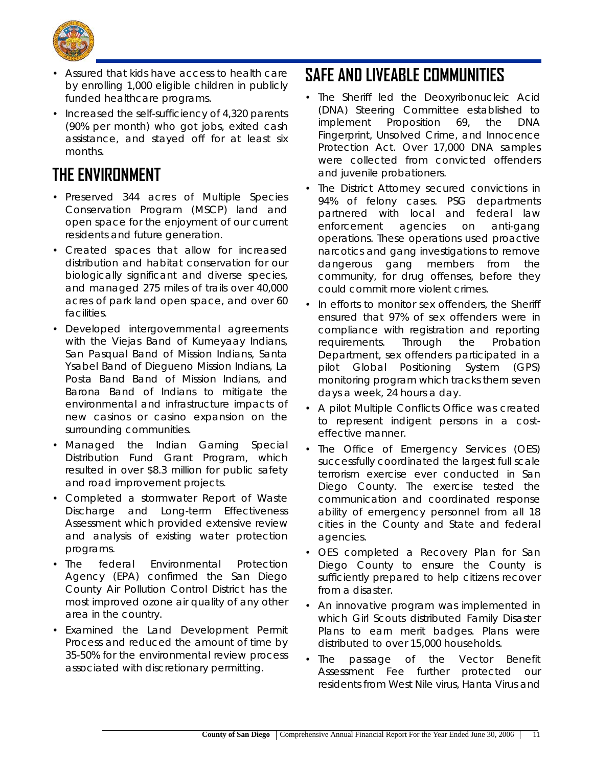- Assured that kids have access to health care by enrolling 1,000 eligible children in publicly funded healthcare programs.
- Increased the self-sufficiency of 4,320 parents (90% per month) who got jobs, exited cash assistance, and stayed off for at least six months.

## THE ENVIRONMENT

- Preserved 344 acres of Multiple Species Conservation Program (MSCP) land and open space for the enjoyment of our current residents and future generation.
- Created spaces that allow for increased distribution and habitat conservation for our biologically significant and diverse species, and managed 275 miles of trails over 40,000 acres of park land open space, and over 60 facilities.
- Developed intergovernmental agreements with the Viejas Band of Kumeyaay Indians, San Pasqual Band of Mission Indians, Santa Ysabel Band of Diegueno Mission Indians, La Posta Band Band of Mission Indians, and Barona Band of Indians to mitigate the environmental and infrastructure impacts of new casinos or casino expansion on the surrounding communities.
- Managed the Indian Gaming Special Distribution Fund Grant Program, which resulted in over $8.3 million for public safety and road improvement projects.
- Completed a stormwater Report of Waste Discharge and Long-term Effectiveness Assessment which provided extensive review and analysis of existing water protection programs.
- The federal Environmental Protection Agency (EPA) confirmed the San Diego County Air Pollution Control District has the most improved ozone air quality of any other area in the country.
- Examined the Land Development Permit Process and reduced the amount of time by 35-50% for the environmental review process associated with discretionary permitting.

## SAFE AND LIVEABLE COMMUNITIES

- The Sheriff led the Deoxyribonucleic Acid (DNA) Steering Committee established to implement Proposition 69, the DNA Fingerprint, Unsolved Crime, and Innocence Protection Act. Over 17,000 DNA samples were collected from convicted offenders and juvenile probationers.
- The District Attorney secured convictions in 94% of felony cases. PSG departments partnered with local and federal law enforcement agencies on anti-gang operations. These operations used proactive narcotics and gang investigations to remove dangerous gang members from the community, for drug offenses, before they could commit more violent crimes.
- In efforts to monitor sex offenders, the Sheriff ensured that 97% of sex offenders were in compliance with registration and reporting requirements. Through the Probation Department, sex offenders participated in a pilot Global Positioning System (GPS) monitoring program which tracks them seven days a week, 24 hours a day.
- A pilot Multiple Conflicts Office was created to represent indigent persons in a cost-effective manner.
- The Office of Emergency Services (OES) successfully coordinated the largest full scale terrorism exercise ever conducted in San Diego County. The exercise tested the communication and coordinated response ability of emergency personnel from all 18 cities in the County and State and federal agencies.
- OES completed a Recovery Plan for San Diego County to ensure the County is sufficiently prepared to help citizens recover from a disaster.
- An innovative program was implemented in which Girl Scouts distributed Family Disaster Plans to earn merit badges. Plans were distributed to over 15,000 households.
- The passage of the Vector Benefit Assessment Fee further protected our residents from West Nile virus, Hanta Virus and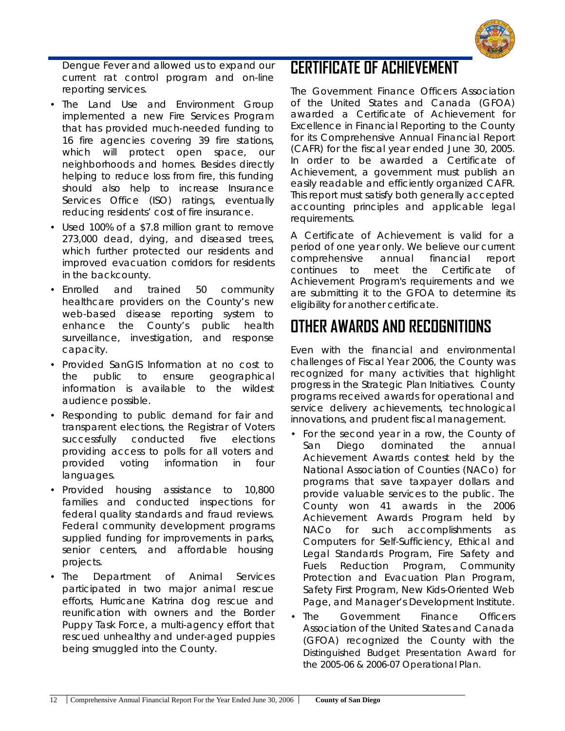Dengue Fever and allowed us to expand our current rat control program and on-line reporting services.

- The Land Use and Environment Group implemented a new Fire Services Program that has provided much-needed funding to 16 fire agencies covering 39 fire stations, which will protect open space, our neighborhoods and homes. Besides directly helping to reduce loss from fire, this funding should also help to increase Insurance Services Office (ISO) ratings, eventually reducing residents' cost of fire insurance.
- Used 100% of a $7.8 million grant to remove 273,000 dead, dying, and diseased trees, which further protected our residents and improved evacuation corridors for residents in the backcounty.
- Enrolled and trained 50 community healthcare providers on the County's new web-based disease reporting system to enhance the County's public health surveillance, investigation, and response capacity.
- Provided SanGIS Information at no cost to the public to ensure geographical information is available to the wildest audience possible.
- Responding to public demand for fair and transparent elections, the Registrar of Voters successfully conducted five elections providing access to polls for all voters and provided voting information in four languages.
- Provided housing assistance to 10,800 families and conducted inspections for federal quality standards and fraud reviews. Federal community development programs supplied funding for improvements in parks, senior centers, and affordable housing projects.
- The Department of Animal Services participated in two major animal rescue efforts, Hurricane Katrina dog rescue and reunification with owners and the Border Puppy Task Force, a multi-agency effort that rescued unhealthy and under-aged puppies being smuggled into the County.

## CERTIFICATE OF ACHIEVEMENT

The Government Finance Officers Association of the United States and Canada (GFOA) awarded a Certificate of Achievement for Excellence in Financial Reporting to the County for its Comprehensive Annual Financial Report (CAFR) for the fiscal year ended June 30, 2005. In order to be awarded a Certificate of Achievement, a government must publish an easily readable and efficiently organized CAFR. This report must satisfy both generally accepted accounting principles and applicable legal requirements.

A Certificate of Achievement is valid for a period of one year only. We believe our current comprehensive annual financial report continues to meet the Certificate of Achievement Program's requirements and we are submitting it to the GFOA to determine its eligibility for another certificate.

## OTHER AWARDS AND RECOGNITIONS

Even with the financial and environmental challenges of Fiscal Year 2006, the County was recognized for many activities that highlight progress in the Strategic Plan Initiatives. County programs received awards for operational and service delivery achievements, technological innovations, and prudent fiscal management.

- For the second year in a row, the County of San Diego dominated the annual Achievement Awards contest held by the National Association of Counties (NACo) for programs that save taxpayer dollars and provide valuable services to the public. The County won 41 awards in the 2006 Achievement Awards Program held by NACo for such accomplishments as Computers for Self-Sufficiency, Ethical and Legal Standards Program, Fire Safety and Fuels Reduction Program, Community Protection and Evacuation Plan Program, Safety First Program, New Kids-Oriented Web Page, and Manager's Development Institute.
- The Government Finance Officers Association of the United States and Canada (GFOA) recognized the County with the Distinguished Budget Presentation Award for the 2005-06 & 2006-07 Operational Plan.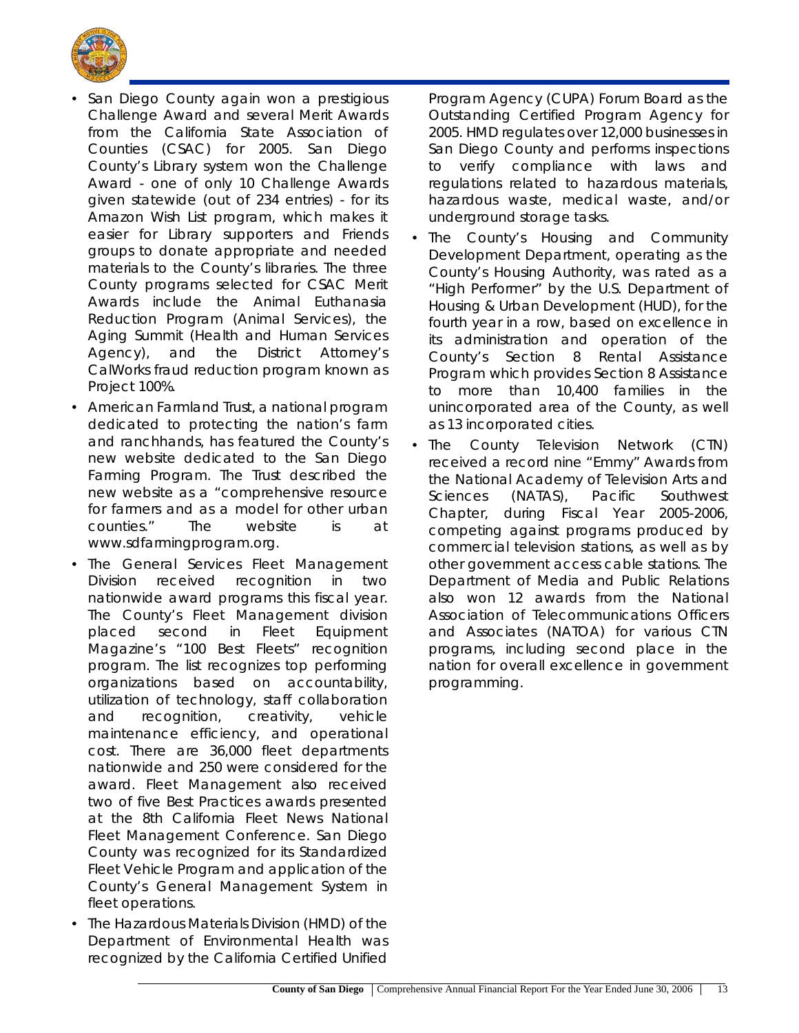- San Diego County again won a prestigious Challenge Award and several Merit Awards from the California State Association of Counties (CSAC) for 2005. San Diego County's Library system won the Challenge Award - one of only 10 Challenge Awards given statewide (out of 234 entries) - for its Amazon Wish List program, which makes it easier for Library supporters and Friends groups to donate appropriate and needed materials to the County's libraries. The three County programs selected for CSAC Merit Awards include the Animal Euthanasia Reduction Program (Animal Services), the Aging Summit (Health and Human Services Agency), and the District Attorney's CalWorks fraud reduction program known as Project 100%.
- American Farmland Trust, a national program dedicated to protecting the nation's farm and ranchhands, has featured the County's new website dedicated to the San Diego Farming Program. The Trust described the new website as a "comprehensive resource for farmers and as a model for other urban counties." The website is at www.sdfarmingprogram.org.
- The General Services Fleet Management Division received recognition in two nationwide award programs this fiscal year. The County's Fleet Management division placed second in Fleet Equipment Magazine's "100 Best Fleets" recognition program. The list recognizes top performing organizations based on accountability, utilization of technology, staff collaboration and recognition, creativity, vehicle maintenance efficiency, and operational cost. There are 36,000 fleet departments nationwide and 250 were considered for the award. Fleet Management also received two of five Best Practices awards presented at the 8th California Fleet News National Fleet Management Conference. San Diego County was recognized for its Standardized Fleet Vehicle Program and application of the County's General Management System in fleet operations.
- The Hazardous Materials Division (HMD) of the Department of Environmental Health was recognized by the California Certified Unified Program Agency (CUPA) Forum Board as the Outstanding Certified Program Agency for 2005. HMD regulates over 12,000 businesses in San Diego County and performs inspections to verify compliance with laws and regulations related to hazardous materials, hazardous waste, medical waste, and/or underground storage tasks.
- The County's Housing and Community Development Department, operating as the County's Housing Authority, was rated as a "High Performer" by the U.S. Department of Housing & Urban Development (HUD), for the fourth year in a row, based on excellence in its administration and operation of the County's Section 8 Rental Assistance Program which provides Section 8 Assistance to more than 10,400 families in the unincorporated area of the County, as well as 13 incorporated cities.
- The County Television Network (CTN) received a record nine "Emmy" Awards from the National Academy of Television Arts and Sciences (NATAS), Pacific Southwest Chapter, during Fiscal Year 2005-2006, competing against programs produced by commercial television stations, as well as by other government access cable stations. The Department of Media and Public Relations also won 12 awards from the National Association of Telecommunications Officers and Associates (NATOA) for various CTN programs, including second place in the nation for overall excellence in government programming.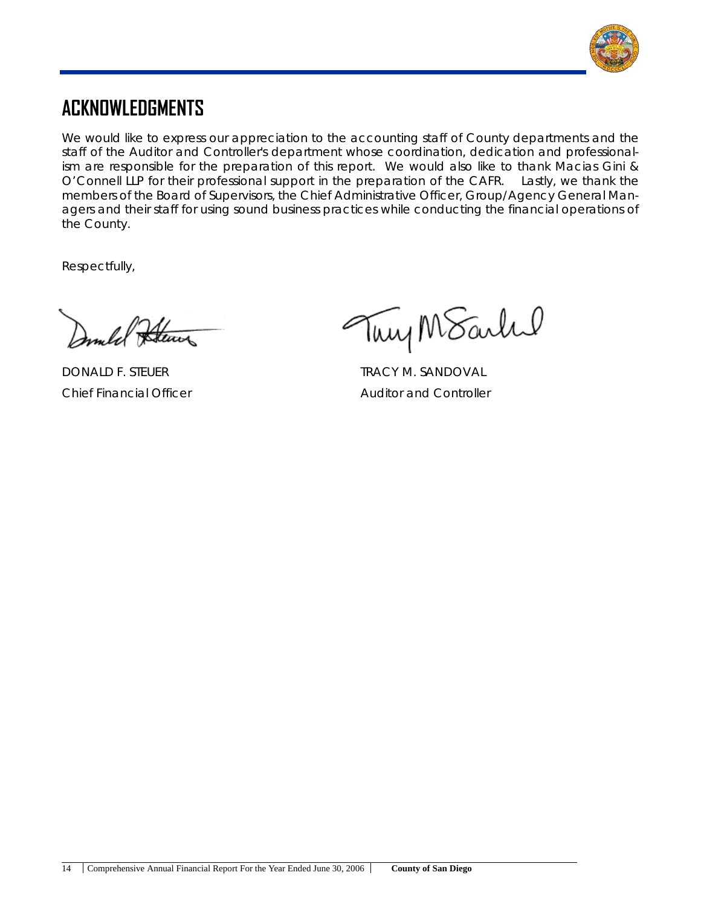# ACKNOWLEDGMENTS

We would like to express our appreciation to the accounting staff of County departments and the staff of the Auditor and Controller's department whose coordination, dedication and professionalism are responsible for the preparation of this report. We would also like to thank Macias Gini & O'Connell LLP for their professional support in the preparation of the CAFR. Lastly, we thank the members of the Board of Supervisors, the Chief Administrative Officer, Group/Agency General Managers and their staff for using sound business practices while conducting the financial operations of the County.

Respectfully,

DONALD F. STEUER
Chief Financial Officer

TRACY M. SANDOVAL
Auditor and Controller